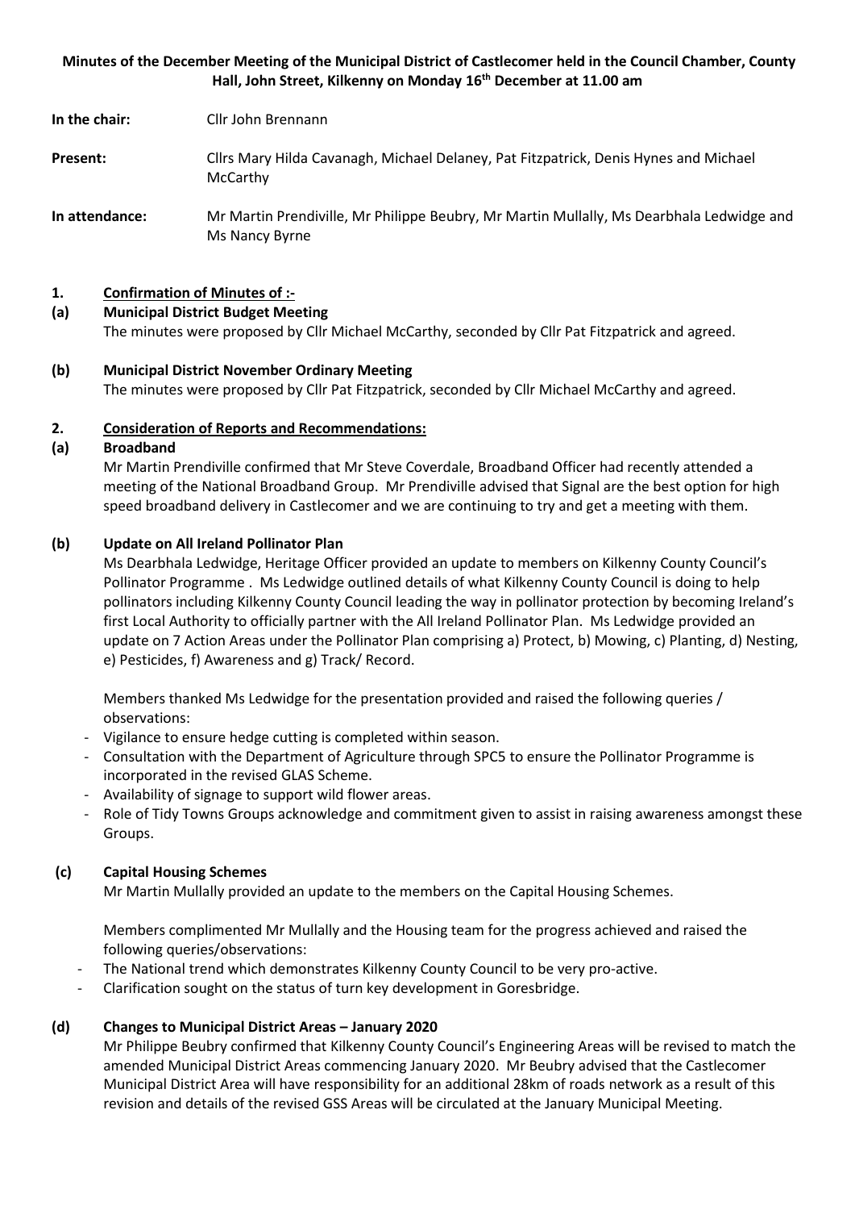**Minutes of the December Meeting of the Municipal District of Castlecomer held in the Council Chamber, County Hall, John Street, Kilkenny on Monday 16th December at 11.00 am**

**In the chair:** Cllr John Brennann

**Present:** Cllrs Mary Hilda Cavanagh, Michael Delaney, Pat Fitzpatrick, Denis Hynes and Michael McCarthy

**In attendance:** Mr Martin Prendiville, Mr Philippe Beubry, Mr Martin Mullally, Ms Dearbhala Ledwidge and Ms Nancy Byrne

**1. Confirmation of Minutes of :-**

**(a) Municipal District Budget Meeting**

The minutes were proposed by Cllr Michael McCarthy, seconded by Cllr Pat Fitzpatrick and agreed.

**(b) Municipal District November Ordinary Meeting**

The minutes were proposed by Cllr Pat Fitzpatrick, seconded by Cllr Michael McCarthy and agreed.

**2. Consideration of Reports and Recommendations:**

**(a) Broadband**

Mr Martin Prendiville confirmed that Mr Steve Coverdale, Broadband Officer had recently attended a meeting of the National Broadband Group. Mr Prendiville advised that Signal are the best option for high speed broadband delivery in Castlecomer and we are continuing to try and get a meeting with them.

**(b) Update on All Ireland Pollinator Plan**

Ms Dearbhala Ledwidge, Heritage Officer provided an update to members on Kilkenny County Council's Pollinator Programme . Ms Ledwidge outlined details of what Kilkenny County Council is doing to help pollinators including Kilkenny County Council leading the way in pollinator protection by becoming Ireland's first Local Authority to officially partner with the All Ireland Pollinator Plan. Ms Ledwidge provided an update on 7 Action Areas under the Pollinator Plan comprising a) Protect, b) Mowing, c) Planting, d) Nesting, e) Pesticides, f) Awareness and g) Track/ Record.

Members thanked Ms Ledwidge for the presentation provided and raised the following queries / observations:

- Vigilance to ensure hedge cutting is completed within season.
- Consultation with the Department of Agriculture through SPC5 to ensure the Pollinator Programme is incorporated in the revised GLAS Scheme.
- Availability of signage to support wild flower areas.
- Role of Tidy Towns Groups acknowledge and commitment given to assist in raising awareness amongst these Groups.

**(c) Capital Housing Schemes**

Mr Martin Mullally provided an update to the members on the Capital Housing Schemes.

Members complimented Mr Mullally and the Housing team for the progress achieved and raised the following queries/observations:

- The National trend which demonstrates Kilkenny County Council to be very pro-active.
- Clarification sought on the status of turn key development in Goresbridge.

**(d) Changes to Municipal District Areas – January 2020**

Mr Philippe Beubry confirmed that Kilkenny County Council's Engineering Areas will be revised to match the amended Municipal District Areas commencing January 2020. Mr Beubry advised that the Castlecomer Municipal District Area will have responsibility for an additional 28km of roads network as a result of this revision and details of the revised GSS Areas will be circulated at the January Municipal Meeting.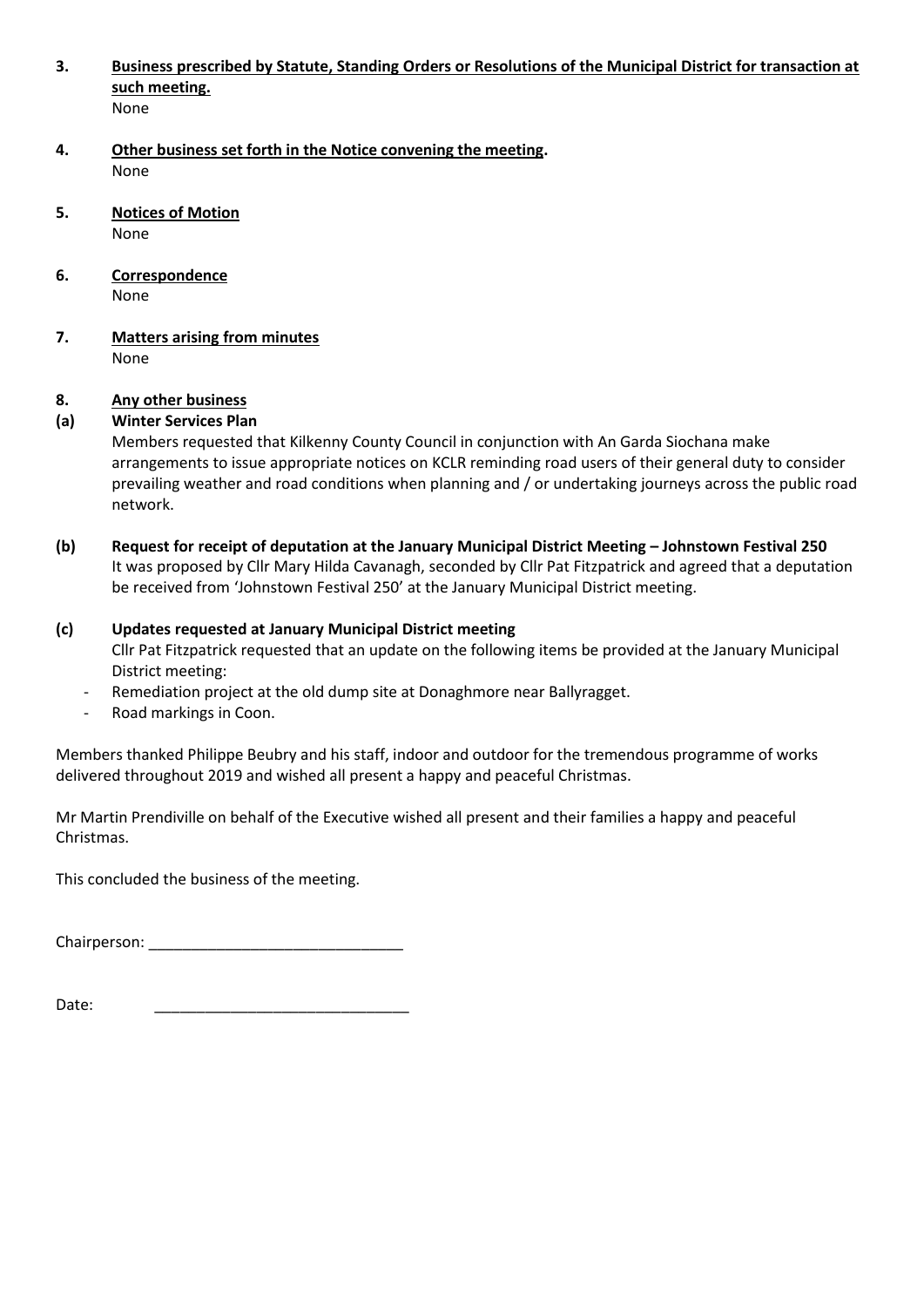**3. Business prescribed by Statute, Standing Orders or Resolutions of the Municipal District for transaction at such meeting.**
None

**4. Other business set forth in the Notice convening the meeting.**
None

**5. Notices of Motion**
None

**6. Correspondence**
None

**7. Matters arising from minutes**
None

**8. Any other business**

**(a) Winter Services Plan**
Members requested that Kilkenny County Council in conjunction with An Garda Siochana make arrangements to issue appropriate notices on KCLR reminding road users of their general duty to consider prevailing weather and road conditions when planning and / or undertaking journeys across the public road network.

**(b) Request for receipt of deputation at the January Municipal District Meeting – Johnstown Festival 250**
It was proposed by Cllr Mary Hilda Cavanagh, seconded by Cllr Pat Fitzpatrick and agreed that a deputation be received from 'Johnstown Festival 250' at the January Municipal District meeting.

**(c) Updates requested at January Municipal District meeting**
Cllr Pat Fitzpatrick requested that an update on the following items be provided at the January Municipal District meeting:

- Remediation project at the old dump site at Donaghmore near Ballyragget.
- Road markings in Coon.

Members thanked Philippe Beubry and his staff, indoor and outdoor for the tremendous programme of works delivered throughout 2019 and wished all present a happy and peaceful Christmas.

Mr Martin Prendiville on behalf of the Executive wished all present and their families a happy and peaceful Christmas.

This concluded the business of the meeting.

Chairperson: ______________________________

Date: ______________________________